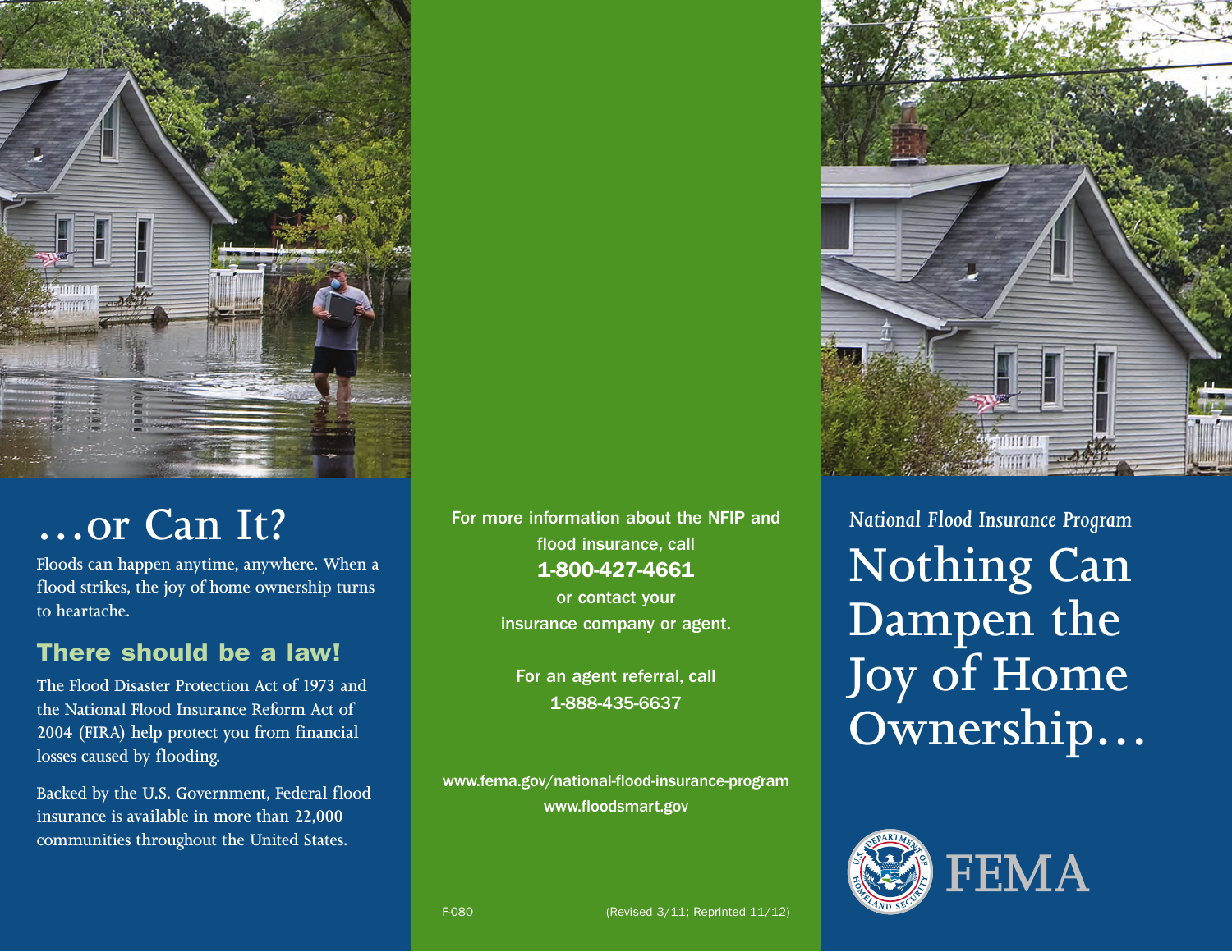*National Flood Insurance Program*

# Nothing Can Dampen the Joy of Home Ownership…

FEMA

# …or Can It?

Floods can happen anytime, anywhere. When a flood strikes, the joy of home ownership turns to heartache.

## There should be a law!

The Flood Disaster Protection Act of 1973 and the National Flood Insurance Reform Act of 2004 (FIRA) help protect you from financial losses caused by flooding.

Backed by the U.S. Government, Federal flood insurance is available in more than 22,000 communities throughout the United States.

For more information about the NFIP and flood insurance, call
**1-800-427-4661**
or contact your insurance company or agent.

For an agent referral, call
1-888-435-6637

www.fema.gov/national-flood-insurance-program
www.floodsmart.gov

F-080 (Revised 3/11; Reprinted 11/12)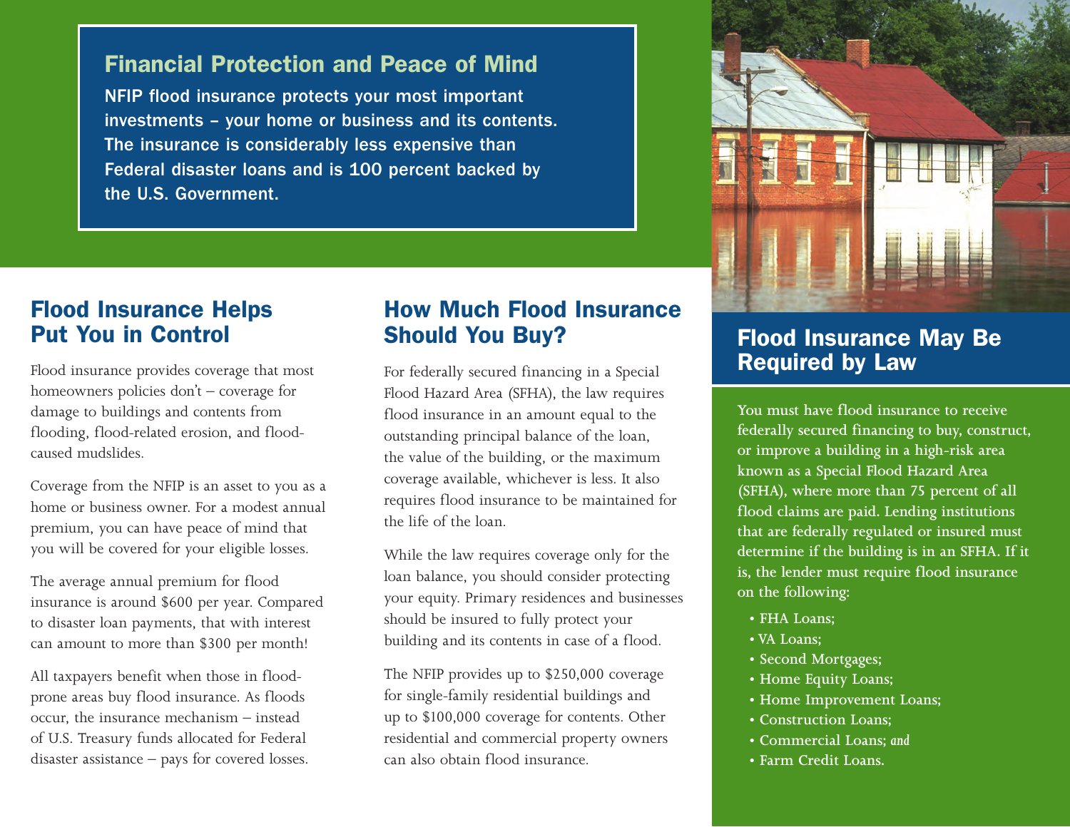## Financial Protection and Peace of Mind

**NFIP flood insurance protects your most important investments – your home or business and its contents. The insurance is considerably less expensive than Federal disaster loans and is 100 percent backed by the U.S. Government.**

## Flood Insurance Helps Put You in Control

Flood insurance provides coverage that most homeowners policies don't – coverage for damage to buildings and contents from flooding, flood-related erosion, and flood-caused mudslides.

Coverage from the NFIP is an asset to you as a home or business owner. For a modest annual premium, you can have peace of mind that you will be covered for your eligible losses.

The average annual premium for flood insurance is around $600 per year. Compared to disaster loan payments, that with interest can amount to more than $300 per month!

All taxpayers benefit when those in flood-prone areas buy flood insurance. As floods occur, the insurance mechanism – instead of U.S. Treasury funds allocated for Federal disaster assistance – pays for covered losses.

## How Much Flood Insurance Should You Buy?

For federally secured financing in a Special Flood Hazard Area (SFHA), the law requires flood insurance in an amount equal to the outstanding principal balance of the loan, the value of the building, or the maximum coverage available, whichever is less. It also requires flood insurance to be maintained for the life of the loan.

While the law requires coverage only for the loan balance, you should consider protecting your equity. Primary residences and businesses should be insured to fully protect your building and its contents in case of a flood.

The NFIP provides up to $250,000 coverage for single-family residential buildings and up to $100,000 coverage for contents. Other residential and commercial property owners can also obtain flood insurance.

## Flood Insurance May Be Required by Law

You must have flood insurance to receive federally secured financing to buy, construct, or improve a building in a high-risk area known as a Special Flood Hazard Area (SFHA), where more than 75 percent of all flood claims are paid. Lending institutions that are federally regulated or insured must determine if the building is in an SFHA. If it is, the lender must require flood insurance on the following:

- FHA Loans;
- VA Loans;
- Second Mortgages;
- Home Equity Loans;
- Home Improvement Loans;
- Construction Loans;
- Commercial Loans; *and*
- Farm Credit Loans.